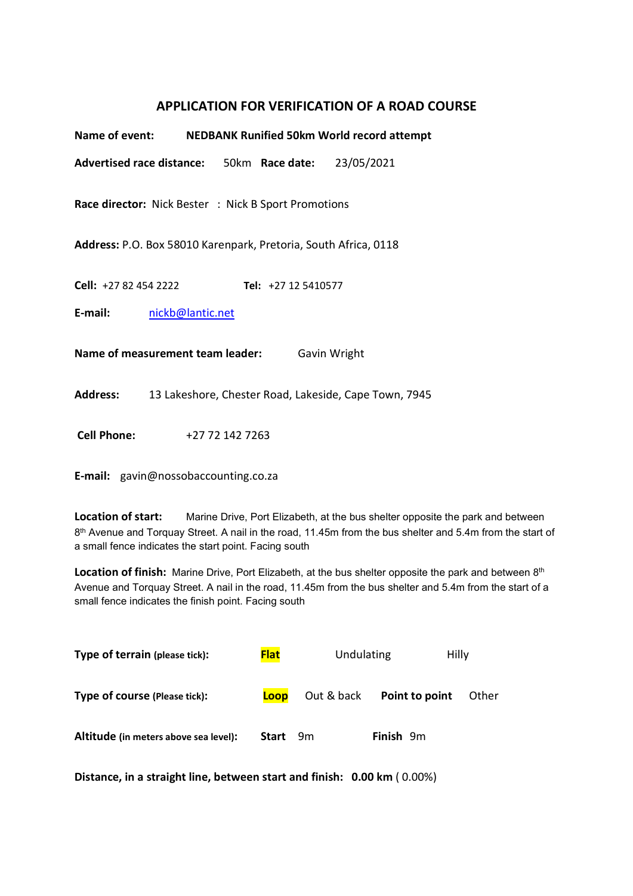# APPLICATION FOR VERIFICATION OF A ROAD COURSE

**Name of event:** **NEDBANK Runified 50km World record attempt**

**Advertised race distance:** 50km **Race date:** 23/05/2021

**Race director:** Nick Bester : Nick B Sport Promotions

**Address:** P.O. Box 58010 Karenpark, Pretoria, South Africa, 0118

**Cell:** +27 82 454 2222 **Tel:** +27 12 5410577

**E-mail:** nickb@lantic.net

**Name of measurement team leader:** Gavin Wright

**Address:** 13 Lakeshore, Chester Road, Lakeside, Cape Town, 7945

**Cell Phone:** +27 72 142 7263

**E-mail:** gavin@nossobaccounting.co.za

**Location of start:** Marine Drive, Port Elizabeth, at the bus shelter opposite the park and between 8th Avenue and Torquay Street. A nail in the road, 11.45m from the bus shelter and 5.4m from the start of a small fence indicates the start point. Facing south

**Location of finish:** Marine Drive, Port Elizabeth, at the bus shelter opposite the park and between 8th Avenue and Torquay Street. A nail in the road, 11.45m from the bus shelter and 5.4m from the start of a small fence indicates the finish point. Facing south

**Type of terrain (please tick):** **Flat** Undulating Hilly

**Type of course (Please tick):** **Loop** Out & back **Point to point** Other

**Altitude (in meters above sea level):** **Start** 9m **Finish** 9m

**Distance, in a straight line, between start and finish:** **0.00 km** ( 0.00%)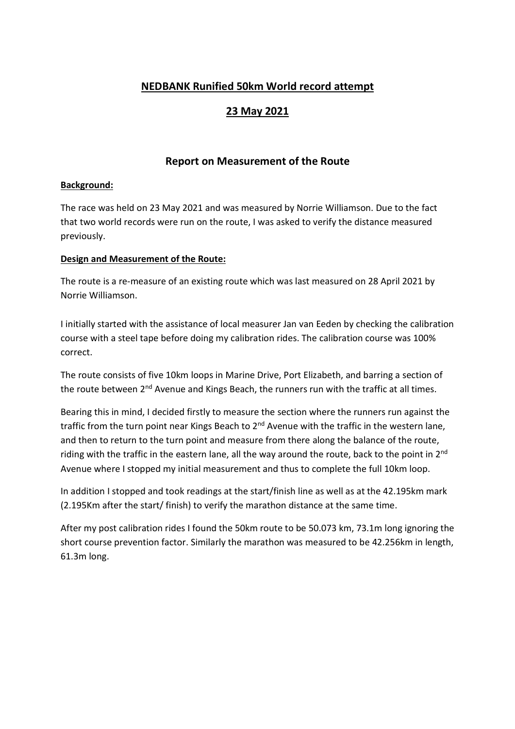## NEDBANK Runified 50km World record attempt

## 23 May 2021

### Report on Measurement of the Route

**Background:**

The race was held on 23 May 2021 and was measured by Norrie Williamson. Due to the fact that two world records were run on the route, I was asked to verify the distance measured previously.

**Design and Measurement of the Route:**

The route is a re-measure of an existing route which was last measured on 28 April 2021 by Norrie Williamson.

I initially started with the assistance of local measurer Jan van Eeden by checking the calibration course with a steel tape before doing my calibration rides. The calibration course was 100% correct.

The route consists of five 10km loops in Marine Drive, Port Elizabeth, and barring a section of the route between 2nd Avenue and Kings Beach, the runners run with the traffic at all times.

Bearing this in mind, I decided firstly to measure the section where the runners run against the traffic from the turn point near Kings Beach to 2nd Avenue with the traffic in the western lane, and then to return to the turn point and measure from there along the balance of the route, riding with the traffic in the eastern lane, all the way around the route, back to the point in 2nd Avenue where I stopped my initial measurement and thus to complete the full 10km loop.

In addition I stopped and took readings at the start/finish line as well as at the 42.195km mark (2.195Km after the start/ finish) to verify the marathon distance at the same time.

After my post calibration rides I found the 50km route to be 50.073 km, 73.1m long ignoring the short course prevention factor. Similarly the marathon was measured to be 42.256km in length, 61.3m long.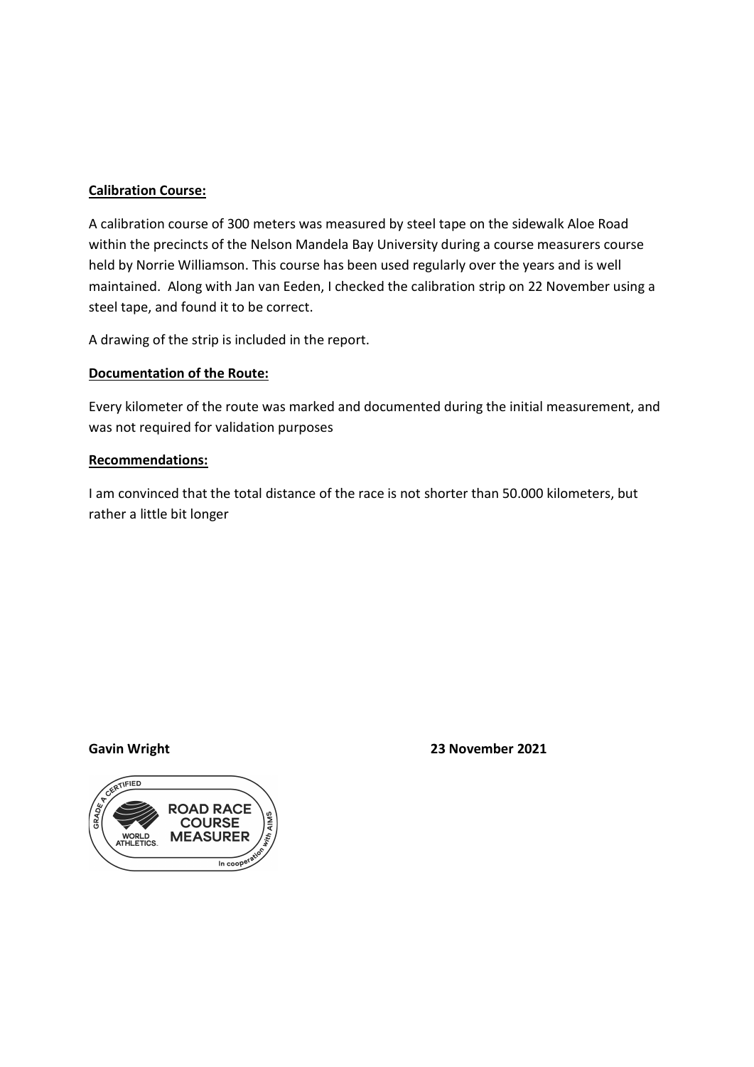**Calibration Course:**

A calibration course of 300 meters was measured by steel tape on the sidewalk Aloe Road within the precincts of the Nelson Mandela Bay University during a course measurers course held by Norrie Williamson. This course has been used regularly over the years and is well maintained. Along with Jan van Eeden, I checked the calibration strip on 22 November using a steel tape, and found it to be correct.

A drawing of the strip is included in the report.

**Documentation of the Route:**

Every kilometer of the route was marked and documented during the initial measurement, and was not required for validation purposes

**Recommendations:**

I am convinced that the total distance of the race is not shorter than 50.000 kilometers, but rather a little bit longer

**Gavin Wright** **23 November 2021**

GRADE A CERTIFIED ROAD RACE COURSE MEASURER — WORLD ATHLETICS — In cooperation with AIMS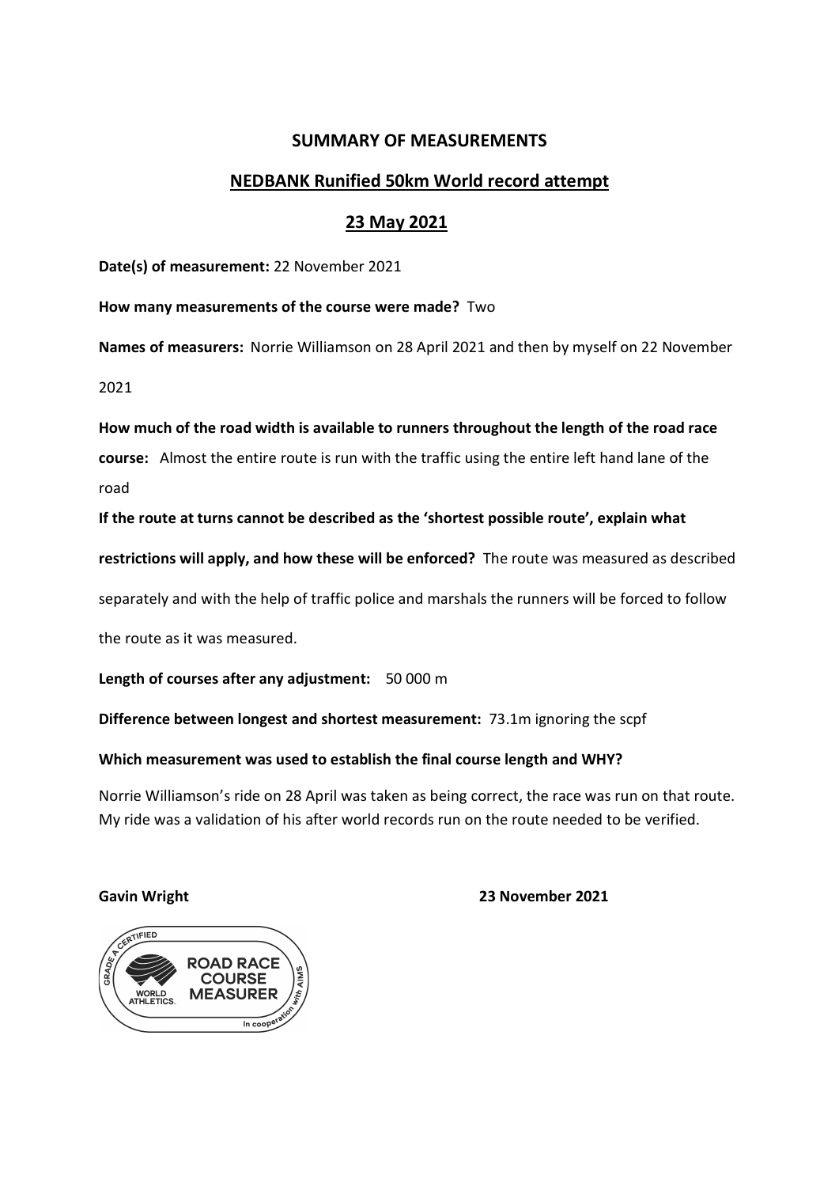## SUMMARY OF MEASUREMENTS

## NEDBANK Runified 50km World record attempt

## 23 May 2021

**Date(s) of measurement:** 22 November 2021

**How many measurements of the course were made?** Two

**Names of measurers:** Norrie Williamson on 28 April 2021 and then by myself on 22 November 2021

**How much of the road width is available to runners throughout the length of the road race course:** Almost the entire route is run with the traffic using the entire left hand lane of the road

**If the route at turns cannot be described as the 'shortest possible route', explain what restrictions will apply, and how these will be enforced?** The route was measured as described separately and with the help of traffic police and marshals the runners will be forced to follow the route as it was measured.

**Length of courses after any adjustment:** 50 000 m

**Difference between longest and shortest measurement:** 73.1m ignoring the scpf

**Which measurement was used to establish the final course length and WHY?**

Norrie Williamson's ride on 28 April was taken as being correct, the race was run on that route. My ride was a validation of his after world records run on the route needed to be verified.

**Gavin Wright** **23 November 2021**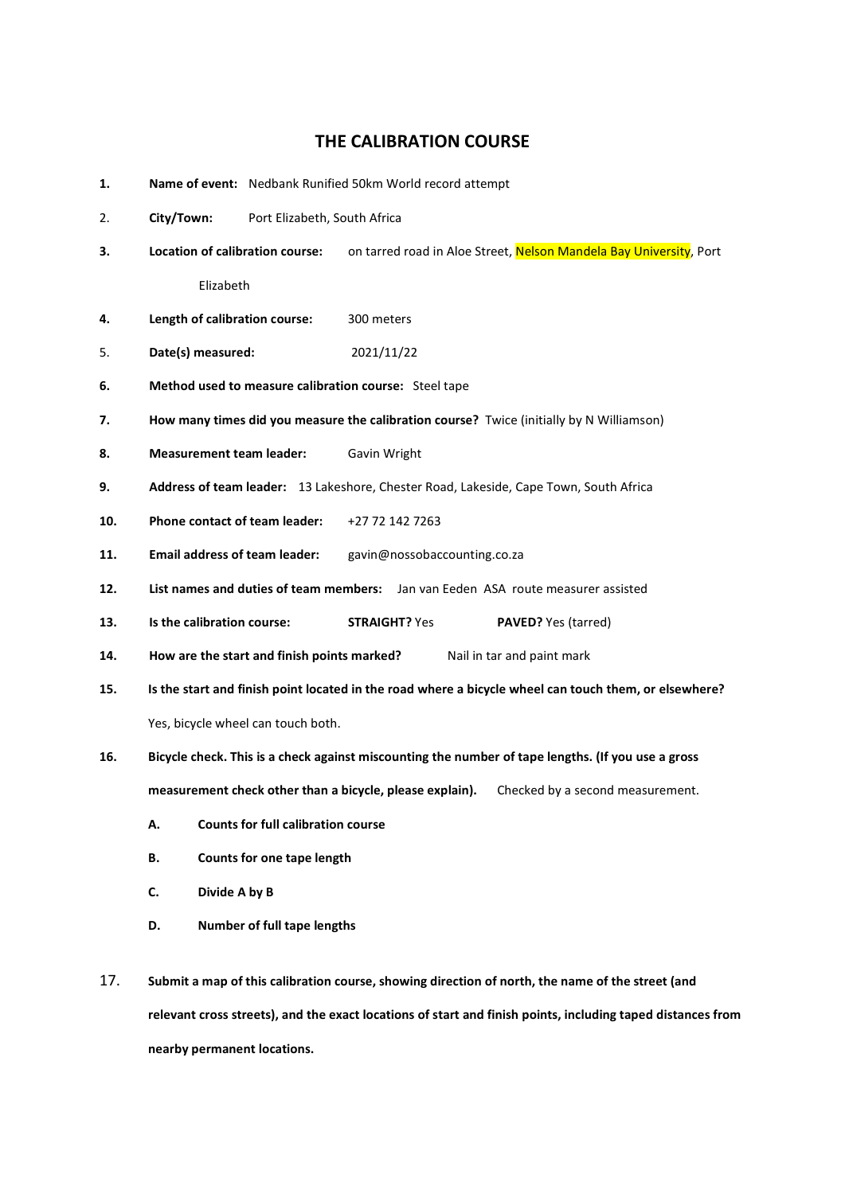# THE CALIBRATION COURSE

1. **Name of event:** Nedbank Runified 50km World record attempt
2. **City/Town:** Port Elizabeth, South Africa
3. **Location of calibration course:** on tarred road in Aloe Street, Nelson Mandela Bay University, Port Elizabeth
4. **Length of calibration course:** 300 meters
5. **Date(s) measured:** 2021/11/22
6. **Method used to measure calibration course:** Steel tape
7. **How many times did you measure the calibration course?** Twice (initially by N Williamson)
8. **Measurement team leader:** Gavin Wright
9. **Address of team leader:** 13 Lakeshore, Chester Road, Lakeside, Cape Town, South Africa
10. **Phone contact of team leader:** +27 72 142 7263
11. **Email address of team leader:** gavin@nossobaccounting.co.za
12. **List names and duties of team members:** Jan van Eeden ASA route measurer assisted
13. **Is the calibration course:** **STRAIGHT?** Yes **PAVED?** Yes (tarred)
14. **How are the start and finish points marked?** Nail in tar and paint mark
15. **Is the start and finish point located in the road where a bicycle wheel can touch them, or elsewhere?**

    Yes, bicycle wheel can touch both.
16. **Bicycle check. This is a check against miscounting the number of tape lengths. (If you use a gross measurement check other than a bicycle, please explain).** Checked by a second measurement.

    **A. Counts for full calibration course**

    **B. Counts for one tape length**

    **C. Divide A by B**

    **D. Number of full tape lengths**

17. **Submit a map of this calibration course, showing direction of north, the name of the street (and relevant cross streets), and the exact locations of start and finish points, including taped distances from nearby permanent locations.**